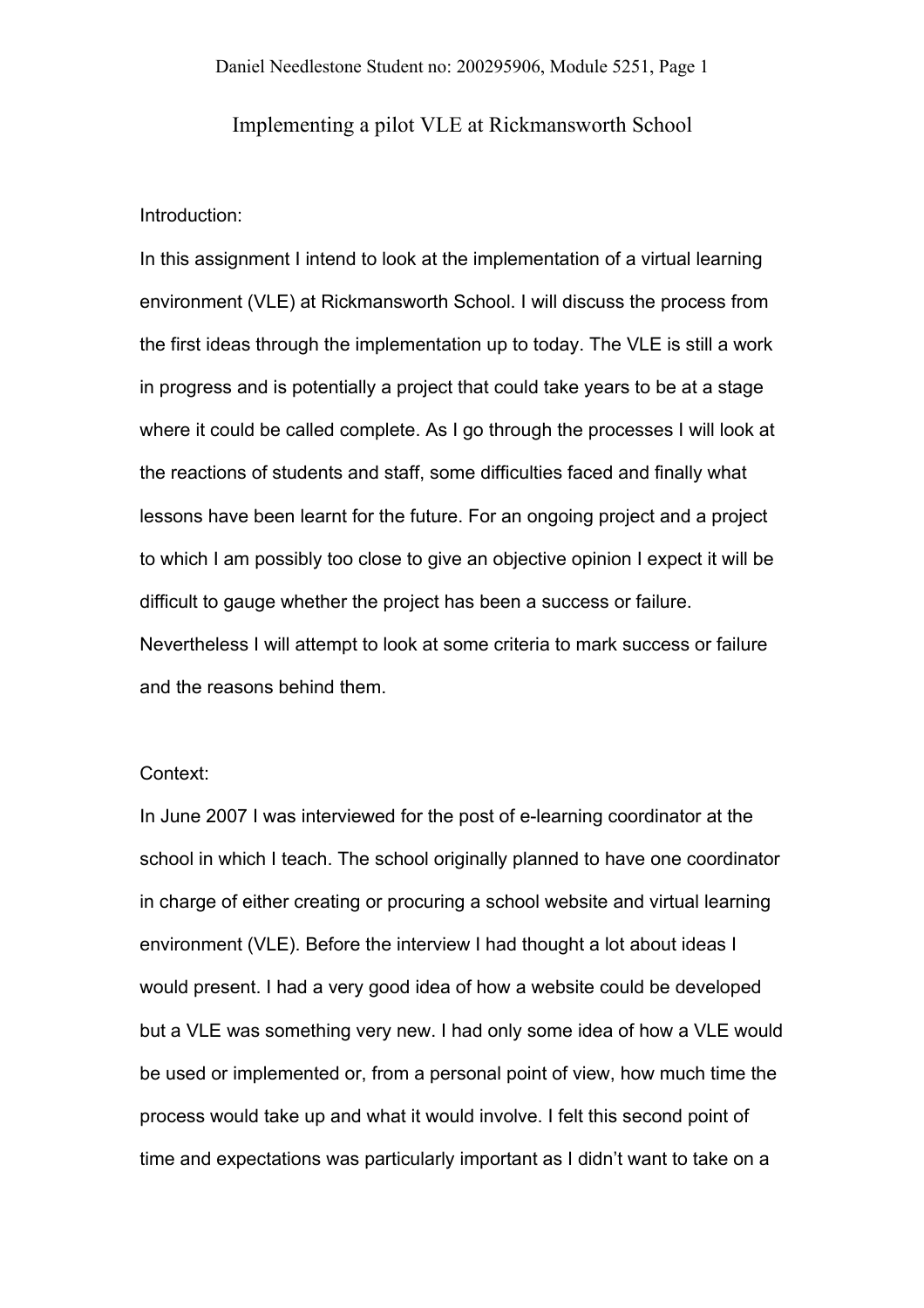# Implementing a pilot VLE at Rickmansworth School

## Introduction:

In this assignment I intend to look at the implementation of a virtual learning environment (VLE) at Rickmansworth School. I will discuss the process from the first ideas through the implementation up to today. The VLE is still a work in progress and is potentially a project that could take years to be at a stage where it could be called complete. As I go through the processes I will look at the reactions of students and staff, some difficulties faced and finally what lessons have been learnt for the future. For an ongoing project and a project to which I am possibly too close to give an objective opinion I expect it will be difficult to gauge whether the project has been a success or failure. Nevertheless I will attempt to look at some criteria to mark success or failure and the reasons behind them.

## Context:

In June 2007 I was interviewed for the post of e-learning coordinator at the school in which I teach. The school originally planned to have one coordinator in charge of either creating or procuring a school website and virtual learning environment (VLE). Before the interview I had thought a lot about ideas I would present. I had a very good idea of how a website could be developed but a VLE was something very new. I had only some idea of how a VLE would be used or implemented or, from a personal point of view, how much time the process would take up and what it would involve. I felt this second point of time and expectations was particularly important as I didn't want to take on a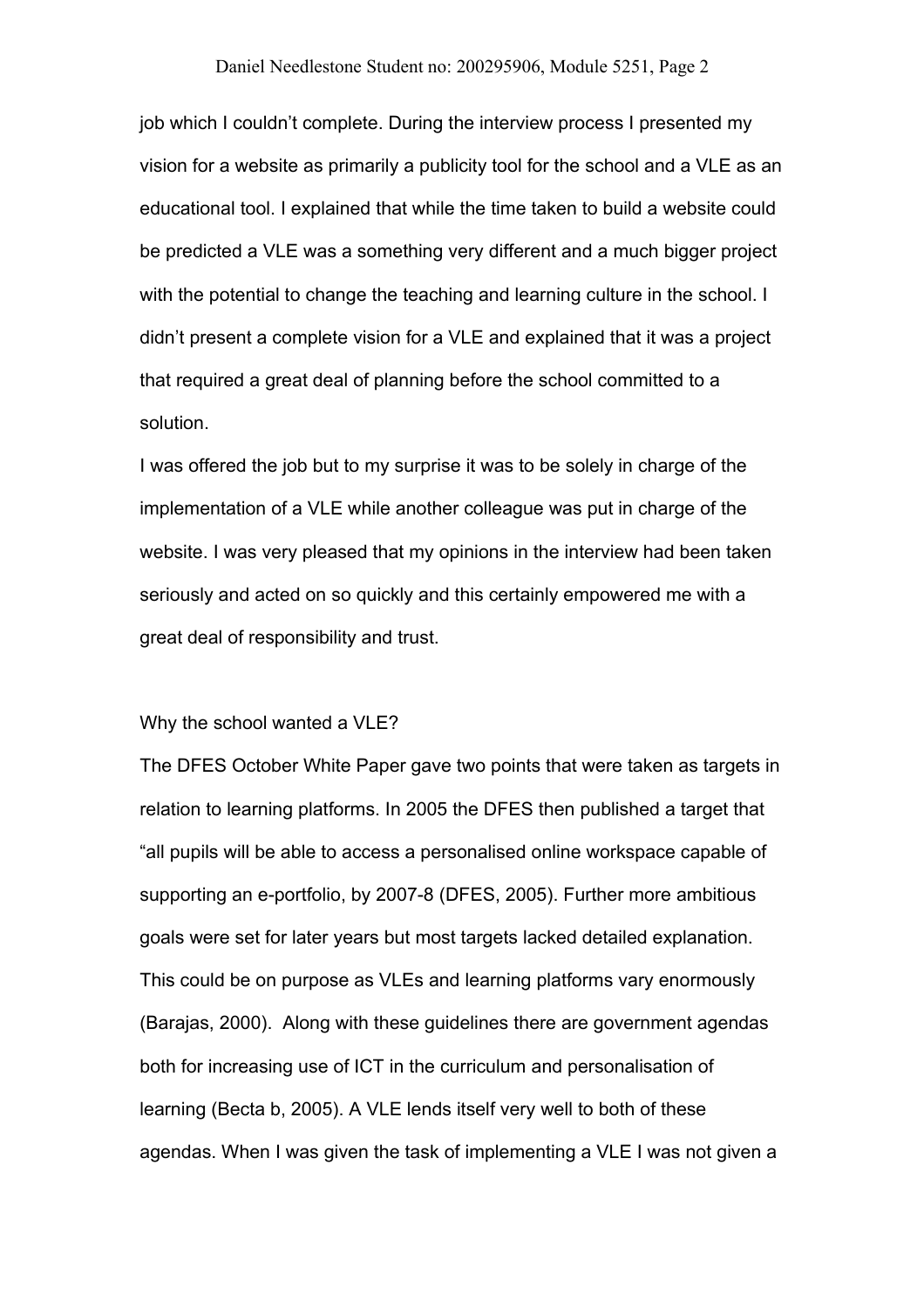job which I couldn't complete. During the interview process I presented my vision for a website as primarily a publicity tool for the school and a VLE as an educational tool. I explained that while the time taken to build a website could be predicted a VLE was a something very different and a much bigger project with the potential to change the teaching and learning culture in the school. I didn't present a complete vision for a VLE and explained that it was a project that required a great deal of planning before the school committed to a solution.

I was offered the job but to my surprise it was to be solely in charge of the implementation of a VLE while another colleague was put in charge of the website. I was very pleased that my opinions in the interview had been taken seriously and acted on so quickly and this certainly empowered me with a great deal of responsibility and trust.

## Why the school wanted a VLE?

The DFES October White Paper gave two points that were taken as targets in relation to learning platforms. In 2005 the DFES then published a target that "all pupils will be able to access a personalised online workspace capable of supporting an e-portfolio, by 2007-8 (DFES, 2005). Further more ambitious goals were set for later years but most targets lacked detailed explanation. This could be on purpose as VLEs and learning platforms vary enormously (Barajas, 2000). Along with these guidelines there are government agendas both for increasing use of ICT in the curriculum and personalisation of learning (Becta b, 2005). A VLE lends itself very well to both of these agendas. When I was given the task of implementing a VLE I was not given a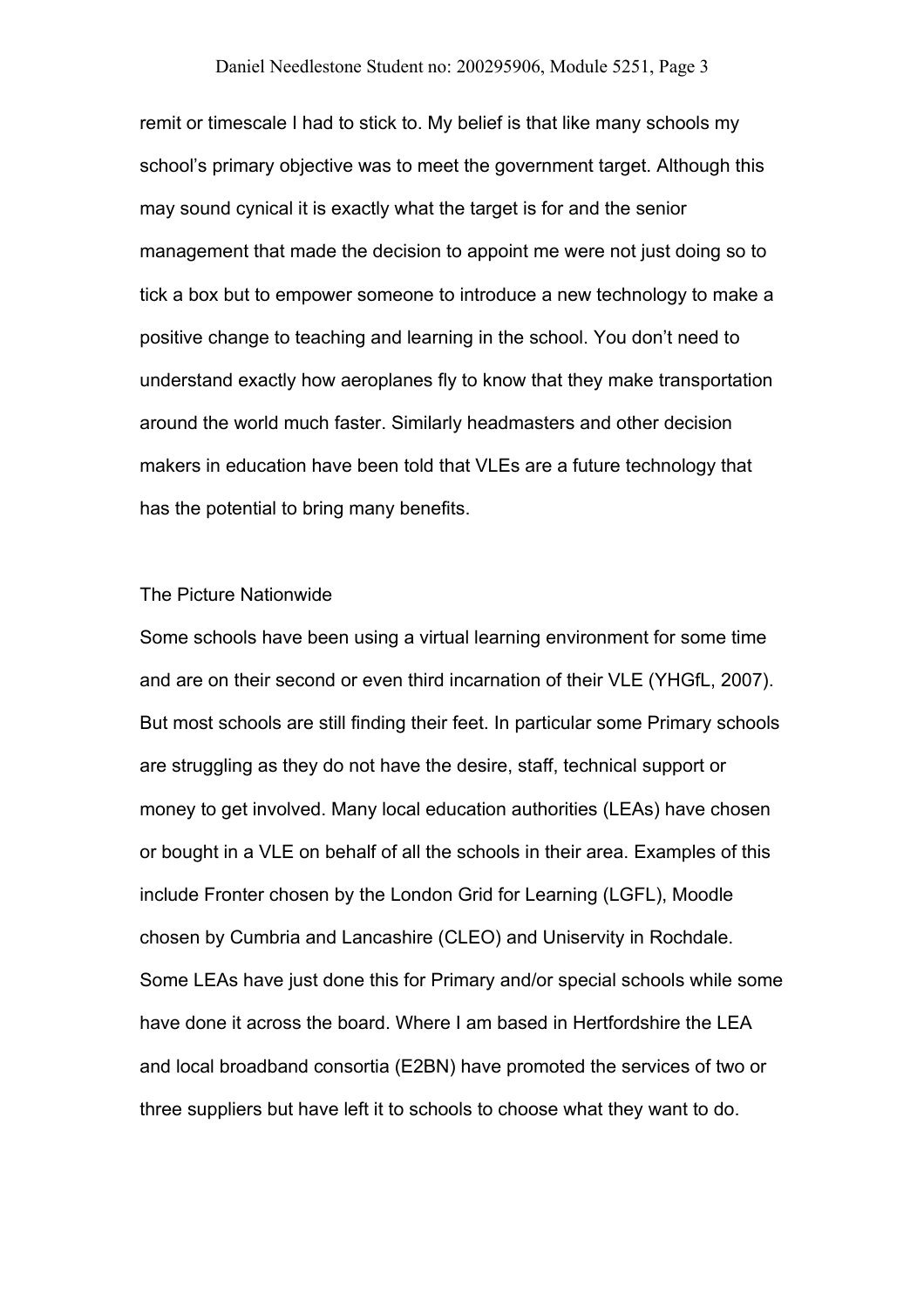remit or timescale I had to stick to. My belief is that like many schools my school's primary objective was to meet the government target. Although this may sound cynical it is exactly what the target is for and the senior management that made the decision to appoint me were not just doing so to tick a box but to empower someone to introduce a new technology to make a positive change to teaching and learning in the school. You don't need to understand exactly how aeroplanes fly to know that they make transportation around the world much faster. Similarly headmasters and other decision makers in education have been told that VLEs are a future technology that has the potential to bring many benefits.

## The Picture Nationwide

Some schools have been using a virtual learning environment for some time and are on their second or even third incarnation of their VLE (YHGfL, 2007). But most schools are still finding their feet. In particular some Primary schools are struggling as they do not have the desire, staff, technical support or money to get involved. Many local education authorities (LEAs) have chosen or bought in a VLE on behalf of all the schools in their area. Examples of this include Fronter chosen by the London Grid for Learning (LGFL), Moodle chosen by Cumbria and Lancashire (CLEO) and Uniservity in Rochdale. Some LEAs have just done this for Primary and/or special schools while some have done it across the board. Where I am based in Hertfordshire the LEA and local broadband consortia (E2BN) have promoted the services of two or three suppliers but have left it to schools to choose what they want to do.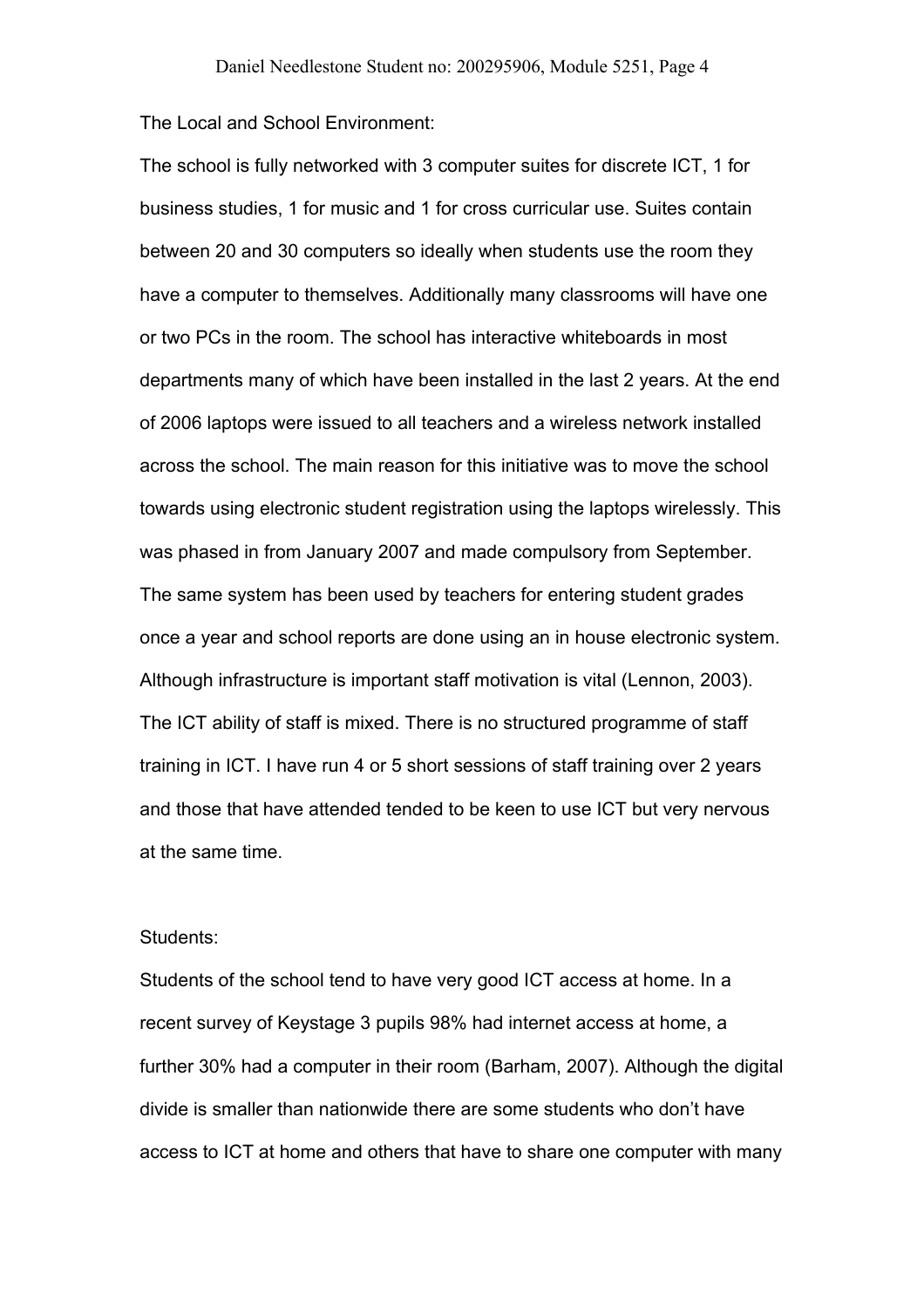The Local and School Environment:

The school is fully networked with 3 computer suites for discrete ICT, 1 for business studies, 1 for music and 1 for cross curricular use. Suites contain between 20 and 30 computers so ideally when students use the room they have a computer to themselves. Additionally many classrooms will have one or two PCs in the room. The school has interactive whiteboards in most departments many of which have been installed in the last 2 years. At the end of 2006 laptops were issued to all teachers and a wireless network installed across the school. The main reason for this initiative was to move the school towards using electronic student registration using the laptops wirelessly. This was phased in from January 2007 and made compulsory from September. The same system has been used by teachers for entering student grades once a year and school reports are done using an in house electronic system. Although infrastructure is important staff motivation is vital (Lennon, 2003). The ICT ability of staff is mixed. There is no structured programme of staff training in ICT. I have run 4 or 5 short sessions of staff training over 2 years and those that have attended tended to be keen to use ICT but very nervous at the same time.

Students:

Students of the school tend to have very good ICT access at home. In a recent survey of Keystage 3 pupils 98% had internet access at home, a further 30% had a computer in their room (Barham, 2007). Although the digital divide is smaller than nationwide there are some students who don't have access to ICT at home and others that have to share one computer with many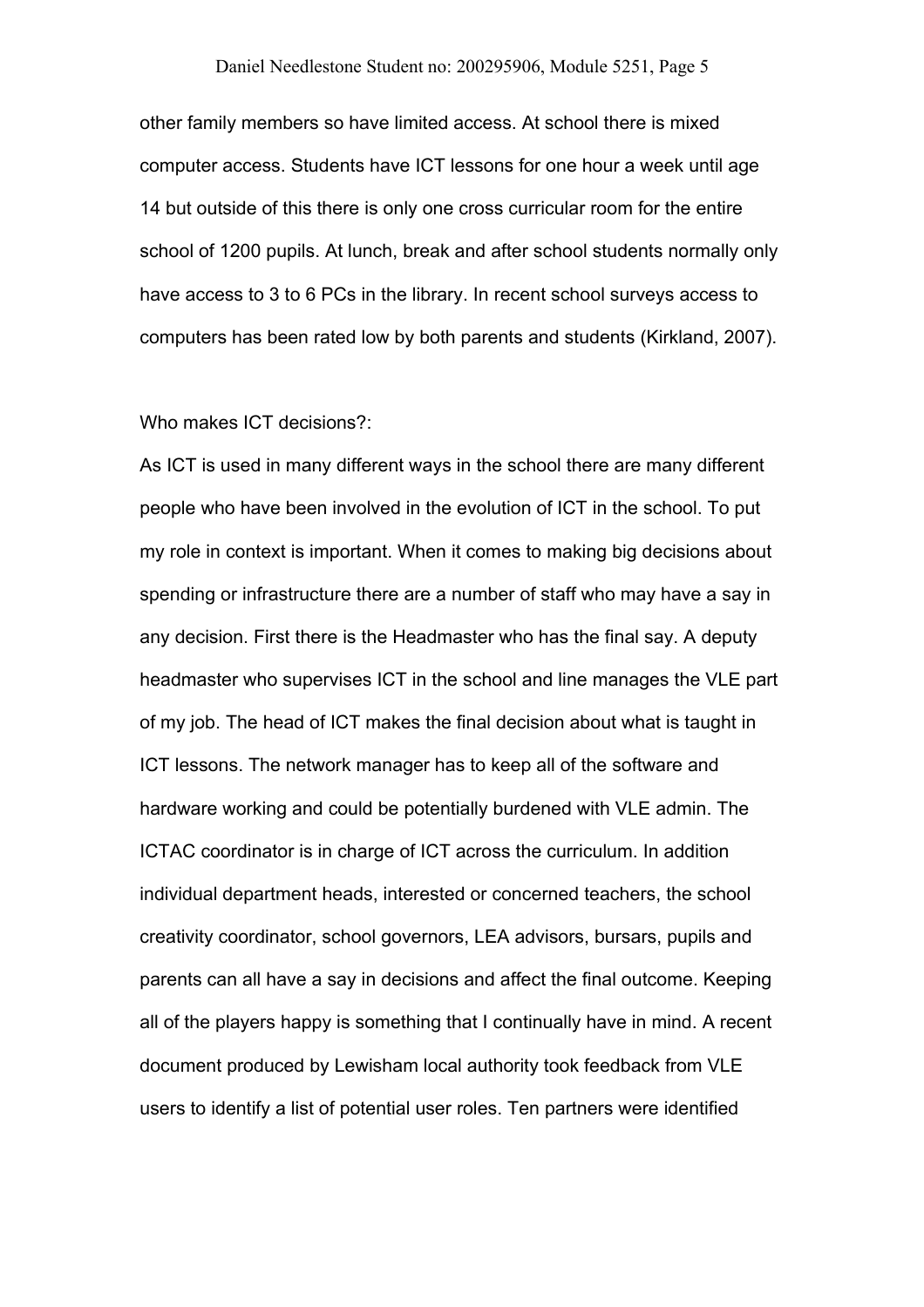other family members so have limited access. At school there is mixed computer access. Students have ICT lessons for one hour a week until age 14 but outside of this there is only one cross curricular room for the entire school of 1200 pupils. At lunch, break and after school students normally only have access to 3 to 6 PCs in the library. In recent school surveys access to computers has been rated low by both parents and students (Kirkland, 2007).

Who makes ICT decisions?:

As ICT is used in many different ways in the school there are many different people who have been involved in the evolution of ICT in the school. To put my role in context is important. When it comes to making big decisions about spending or infrastructure there are a number of staff who may have a say in any decision. First there is the Headmaster who has the final say. A deputy headmaster who supervises ICT in the school and line manages the VLE part of my job. The head of ICT makes the final decision about what is taught in ICT lessons. The network manager has to keep all of the software and hardware working and could be potentially burdened with VLE admin. The ICTAC coordinator is in charge of ICT across the curriculum. In addition individual department heads, interested or concerned teachers, the school creativity coordinator, school governors, LEA advisors, bursars, pupils and parents can all have a say in decisions and affect the final outcome. Keeping all of the players happy is something that I continually have in mind. A recent document produced by Lewisham local authority took feedback from VLE users to identify a list of potential user roles. Ten partners were identified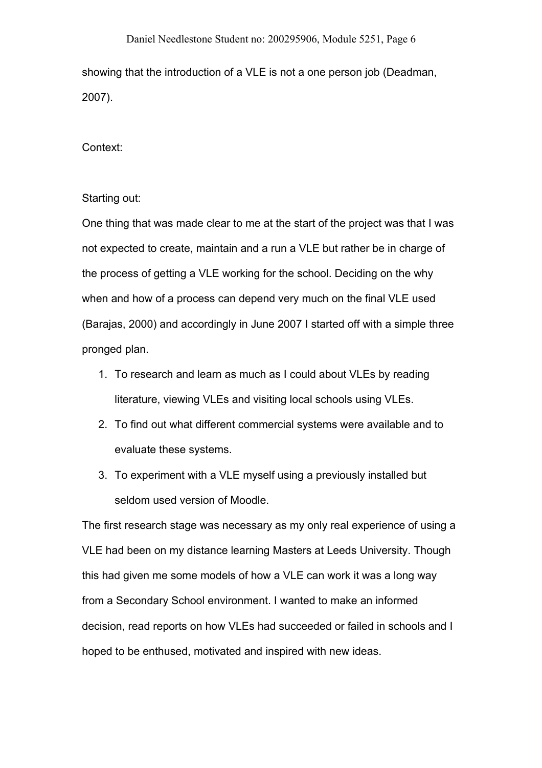showing that the introduction of a VLE is not a one person job (Deadman, 2007).

Context:

Starting out:

One thing that was made clear to me at the start of the project was that I was not expected to create, maintain and a run a VLE but rather be in charge of the process of getting a VLE working for the school. Deciding on the why when and how of a process can depend very much on the final VLE used (Barajas, 2000) and accordingly in June 2007 I started off with a simple three pronged plan.

1. To research and learn as much as I could about VLEs by reading literature, viewing VLEs and visiting local schools using VLEs.
2. To find out what different commercial systems were available and to evaluate these systems.
3. To experiment with a VLE myself using a previously installed but seldom used version of Moodle.

The first research stage was necessary as my only real experience of using a VLE had been on my distance learning Masters at Leeds University. Though this had given me some models of how a VLE can work it was a long way from a Secondary School environment. I wanted to make an informed decision, read reports on how VLEs had succeeded or failed in schools and I hoped to be enthused, motivated and inspired with new ideas.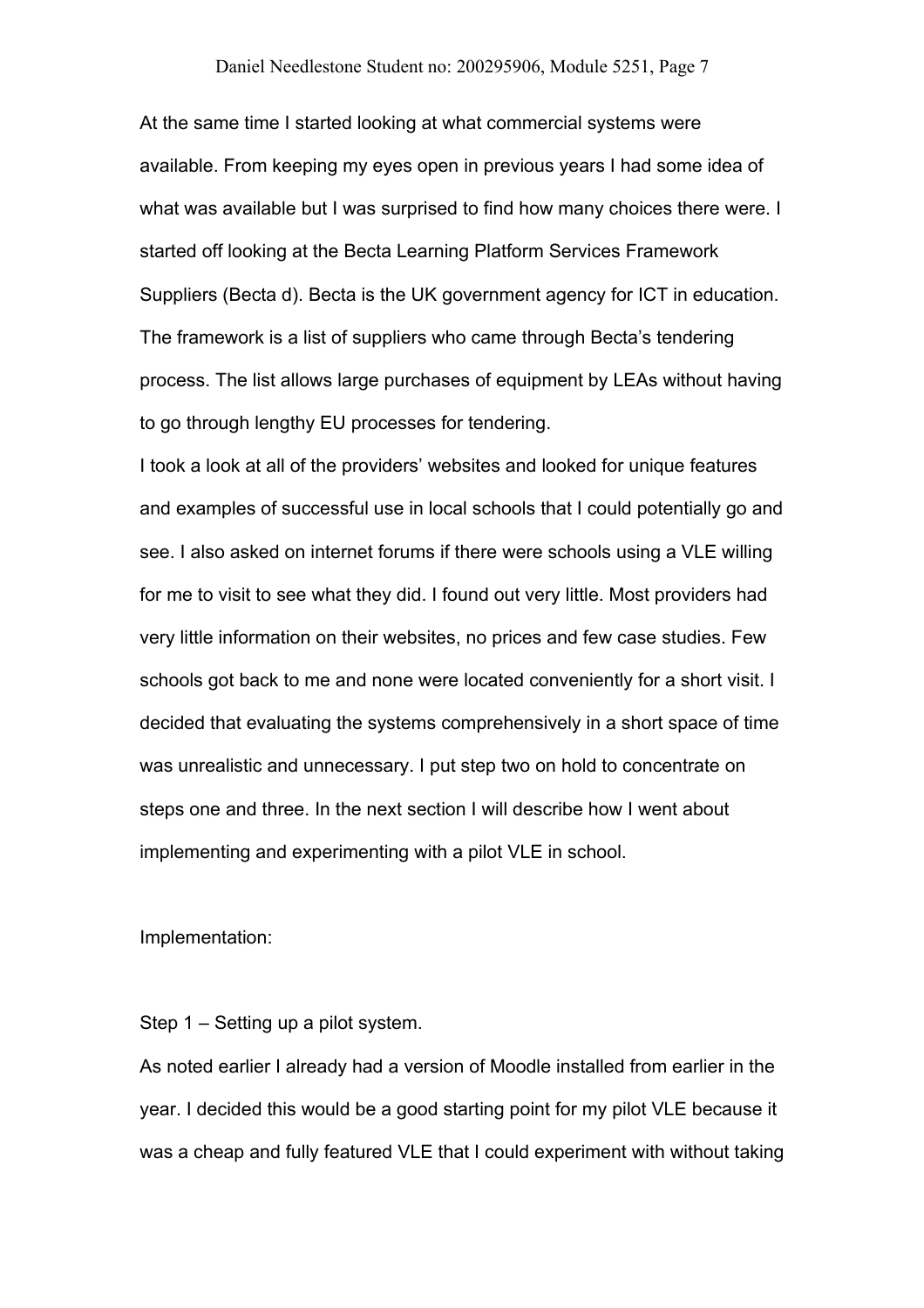At the same time I started looking at what commercial systems were available. From keeping my eyes open in previous years I had some idea of what was available but I was surprised to find how many choices there were. I started off looking at the Becta Learning Platform Services Framework Suppliers (Becta d). Becta is the UK government agency for ICT in education. The framework is a list of suppliers who came through Becta's tendering process. The list allows large purchases of equipment by LEAs without having to go through lengthy EU processes for tendering.

I took a look at all of the providers' websites and looked for unique features and examples of successful use in local schools that I could potentially go and see. I also asked on internet forums if there were schools using a VLE willing for me to visit to see what they did. I found out very little. Most providers had very little information on their websites, no prices and few case studies. Few schools got back to me and none were located conveniently for a short visit. I decided that evaluating the systems comprehensively in a short space of time was unrealistic and unnecessary. I put step two on hold to concentrate on steps one and three. In the next section I will describe how I went about implementing and experimenting with a pilot VLE in school.

Implementation:

Step 1 – Setting up a pilot system.

As noted earlier I already had a version of Moodle installed from earlier in the year. I decided this would be a good starting point for my pilot VLE because it was a cheap and fully featured VLE that I could experiment with without taking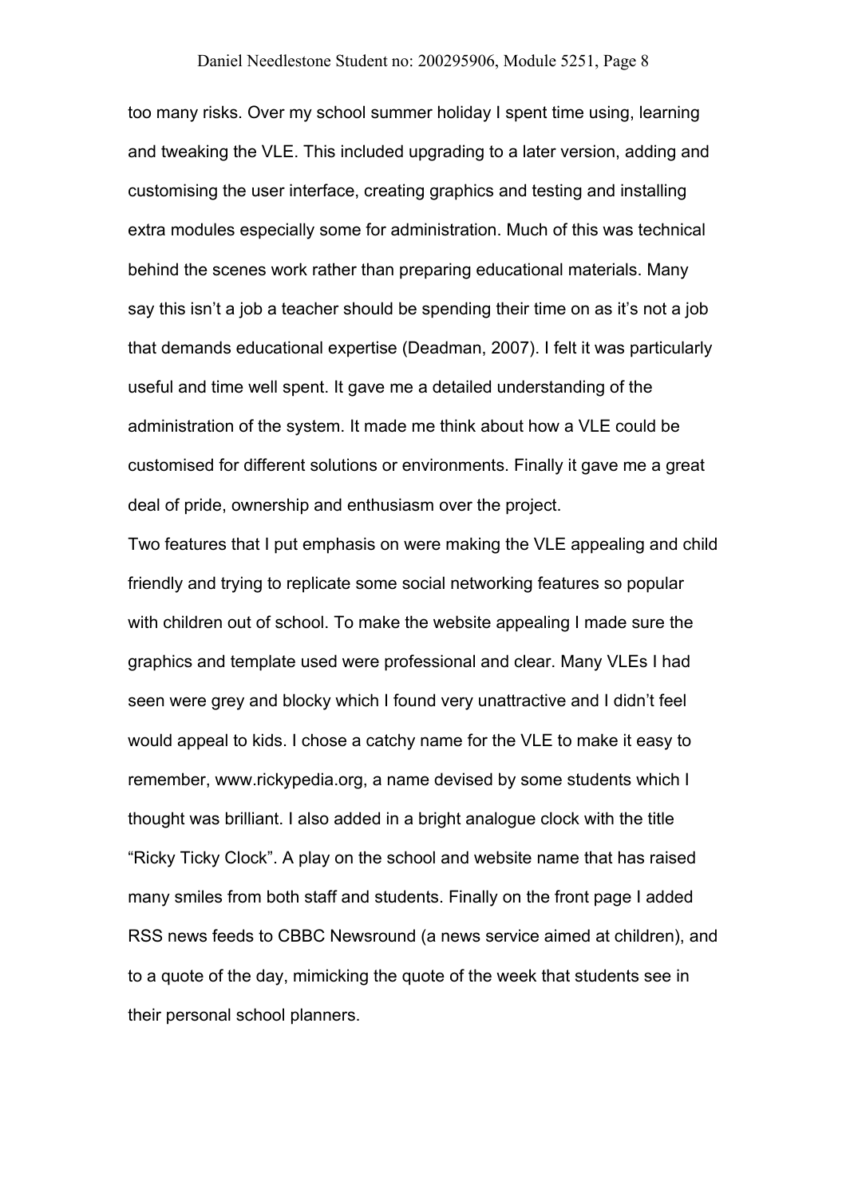too many risks. Over my school summer holiday I spent time using, learning and tweaking the VLE. This included upgrading to a later version, adding and customising the user interface, creating graphics and testing and installing extra modules especially some for administration. Much of this was technical behind the scenes work rather than preparing educational materials. Many say this isn't a job a teacher should be spending their time on as it's not a job that demands educational expertise (Deadman, 2007). I felt it was particularly useful and time well spent. It gave me a detailed understanding of the administration of the system. It made me think about how a VLE could be customised for different solutions or environments. Finally it gave me a great deal of pride, ownership and enthusiasm over the project.

Two features that I put emphasis on were making the VLE appealing and child friendly and trying to replicate some social networking features so popular with children out of school. To make the website appealing I made sure the graphics and template used were professional and clear. Many VLEs I had seen were grey and blocky which I found very unattractive and I didn't feel would appeal to kids. I chose a catchy name for the VLE to make it easy to remember, www.rickypedia.org, a name devised by some students which I thought was brilliant. I also added in a bright analogue clock with the title "Ricky Ticky Clock". A play on the school and website name that has raised many smiles from both staff and students. Finally on the front page I added RSS news feeds to CBBC Newsround (a news service aimed at children), and to a quote of the day, mimicking the quote of the week that students see in their personal school planners.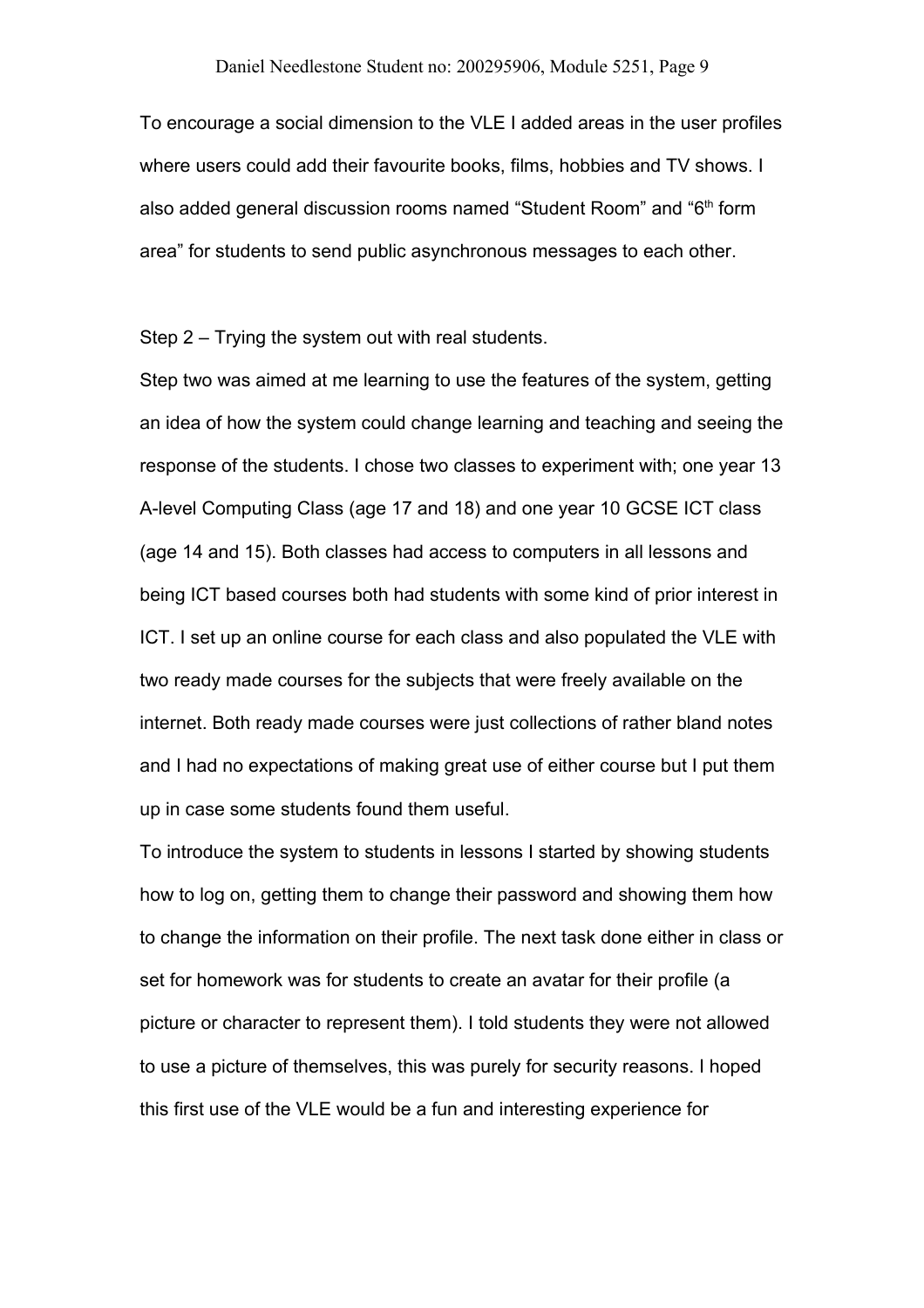To encourage a social dimension to the VLE I added areas in the user profiles where users could add their favourite books, films, hobbies and TV shows. I also added general discussion rooms named “Student Room” and “6th form area” for students to send public asynchronous messages to each other.

Step 2 – Trying the system out with real students.

Step two was aimed at me learning to use the features of the system, getting an idea of how the system could change learning and teaching and seeing the response of the students. I chose two classes to experiment with; one year 13 A-level Computing Class (age 17 and 18) and one year 10 GCSE ICT class (age 14 and 15). Both classes had access to computers in all lessons and being ICT based courses both had students with some kind of prior interest in ICT. I set up an online course for each class and also populated the VLE with two ready made courses for the subjects that were freely available on the internet. Both ready made courses were just collections of rather bland notes and I had no expectations of making great use of either course but I put them up in case some students found them useful.

To introduce the system to students in lessons I started by showing students how to log on, getting them to change their password and showing them how to change the information on their profile. The next task done either in class or set for homework was for students to create an avatar for their profile (a picture or character to represent them). I told students they were not allowed to use a picture of themselves, this was purely for security reasons. I hoped this first use of the VLE would be a fun and interesting experience for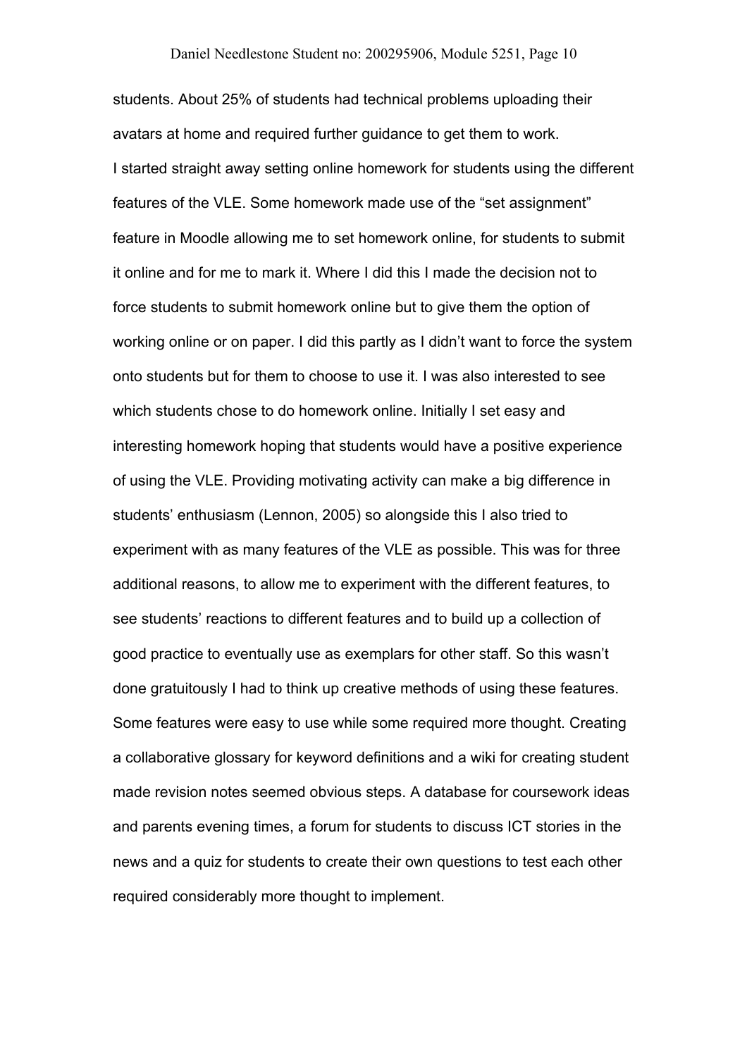students. About 25% of students had technical problems uploading their avatars at home and required further guidance to get them to work.

I started straight away setting online homework for students using the different features of the VLE. Some homework made use of the “set assignment” feature in Moodle allowing me to set homework online, for students to submit it online and for me to mark it. Where I did this I made the decision not to force students to submit homework online but to give them the option of working online or on paper. I did this partly as I didn’t want to force the system onto students but for them to choose to use it. I was also interested to see which students chose to do homework online. Initially I set easy and interesting homework hoping that students would have a positive experience of using the VLE. Providing motivating activity can make a big difference in students’ enthusiasm (Lennon, 2005) so alongside this I also tried to experiment with as many features of the VLE as possible. This was for three additional reasons, to allow me to experiment with the different features, to see students’ reactions to different features and to build up a collection of good practice to eventually use as exemplars for other staff. So this wasn’t done gratuitously I had to think up creative methods of using these features. Some features were easy to use while some required more thought. Creating a collaborative glossary for keyword definitions and a wiki for creating student made revision notes seemed obvious steps. A database for coursework ideas and parents evening times, a forum for students to discuss ICT stories in the news and a quiz for students to create their own questions to test each other required considerably more thought to implement.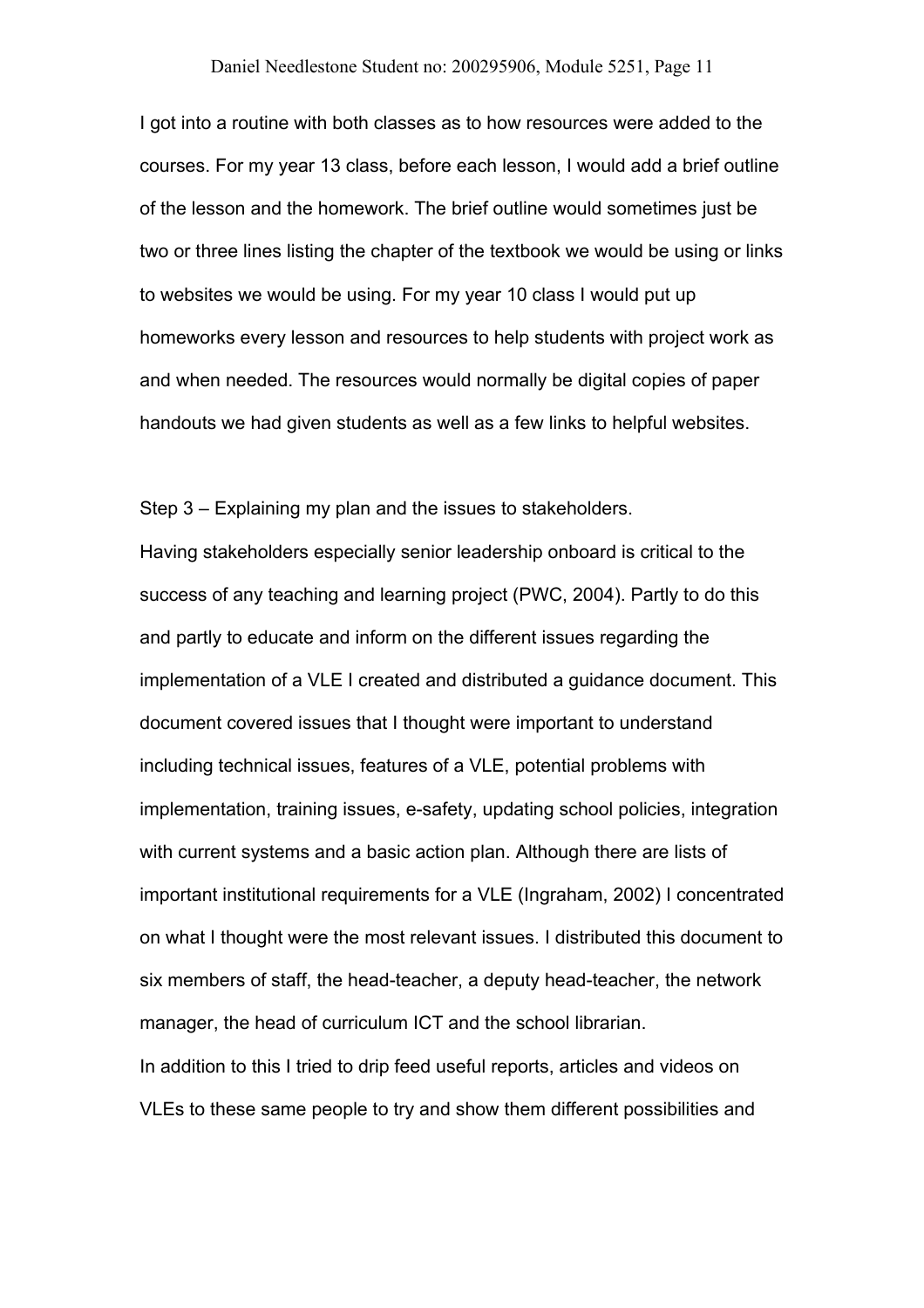I got into a routine with both classes as to how resources were added to the courses. For my year 13 class, before each lesson, I would add a brief outline of the lesson and the homework. The brief outline would sometimes just be two or three lines listing the chapter of the textbook we would be using or links to websites we would be using. For my year 10 class I would put up homeworks every lesson and resources to help students with project work as and when needed. The resources would normally be digital copies of paper handouts we had given students as well as a few links to helpful websites.

Step 3 – Explaining my plan and the issues to stakeholders.

Having stakeholders especially senior leadership onboard is critical to the success of any teaching and learning project (PWC, 2004). Partly to do this and partly to educate and inform on the different issues regarding the implementation of a VLE I created and distributed a guidance document. This document covered issues that I thought were important to understand including technical issues, features of a VLE, potential problems with implementation, training issues, e-safety, updating school policies, integration with current systems and a basic action plan. Although there are lists of important institutional requirements for a VLE (Ingraham, 2002) I concentrated on what I thought were the most relevant issues. I distributed this document to six members of staff, the head-teacher, a deputy head-teacher, the network manager, the head of curriculum ICT and the school librarian.

In addition to this I tried to drip feed useful reports, articles and videos on VLEs to these same people to try and show them different possibilities and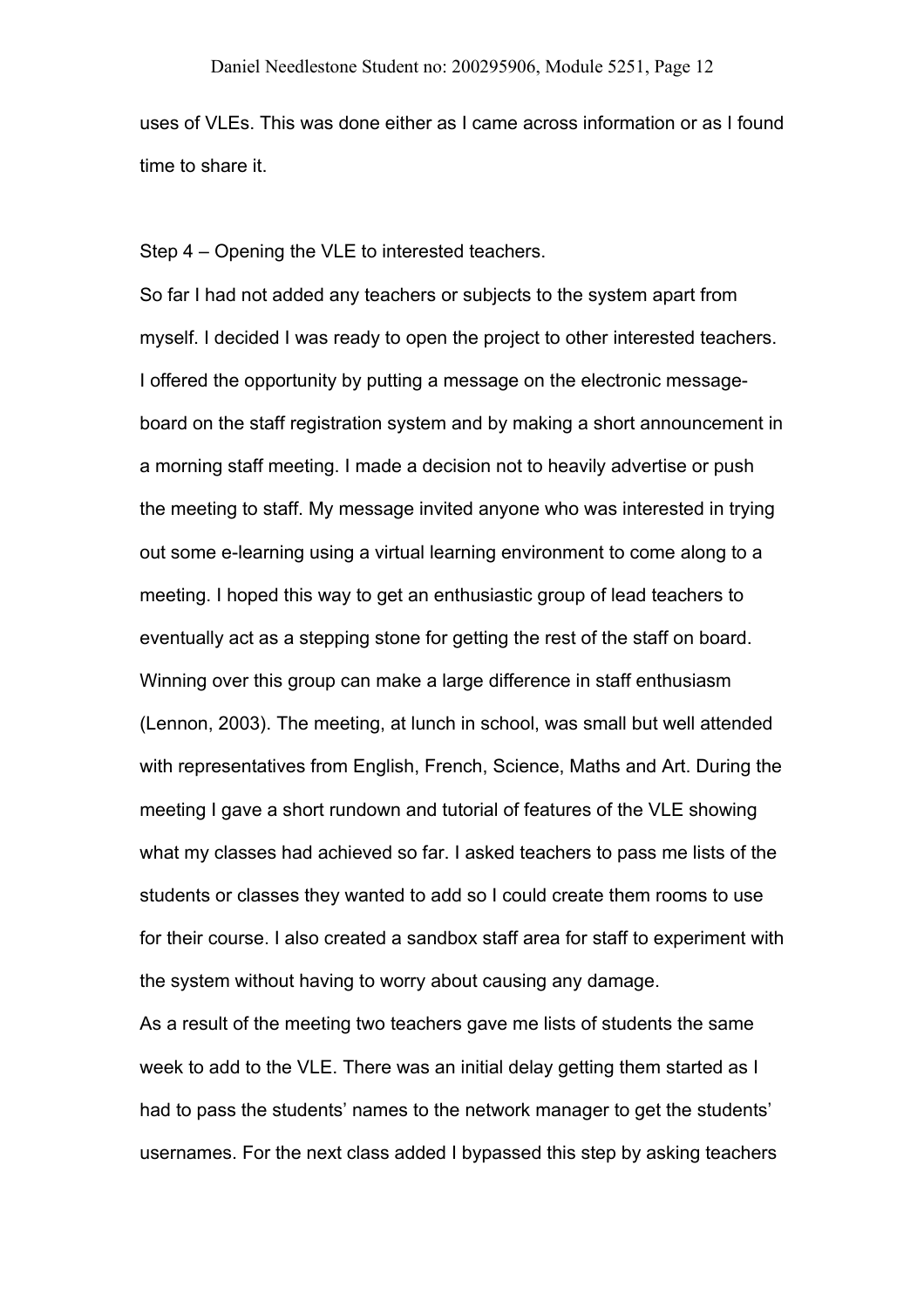uses of VLEs. This was done either as I came across information or as I found time to share it.

Step 4 – Opening the VLE to interested teachers.

So far I had not added any teachers or subjects to the system apart from myself. I decided I was ready to open the project to other interested teachers. I offered the opportunity by putting a message on the electronic message-board on the staff registration system and by making a short announcement in a morning staff meeting. I made a decision not to heavily advertise or push the meeting to staff. My message invited anyone who was interested in trying out some e-learning using a virtual learning environment to come along to a meeting. I hoped this way to get an enthusiastic group of lead teachers to eventually act as a stepping stone for getting the rest of the staff on board. Winning over this group can make a large difference in staff enthusiasm (Lennon, 2003). The meeting, at lunch in school, was small but well attended with representatives from English, French, Science, Maths and Art. During the meeting I gave a short rundown and tutorial of features of the VLE showing what my classes had achieved so far. I asked teachers to pass me lists of the students or classes they wanted to add so I could create them rooms to use for their course. I also created a sandbox staff area for staff to experiment with the system without having to worry about causing any damage.

As a result of the meeting two teachers gave me lists of students the same week to add to the VLE. There was an initial delay getting them started as I had to pass the students' names to the network manager to get the students' usernames. For the next class added I bypassed this step by asking teachers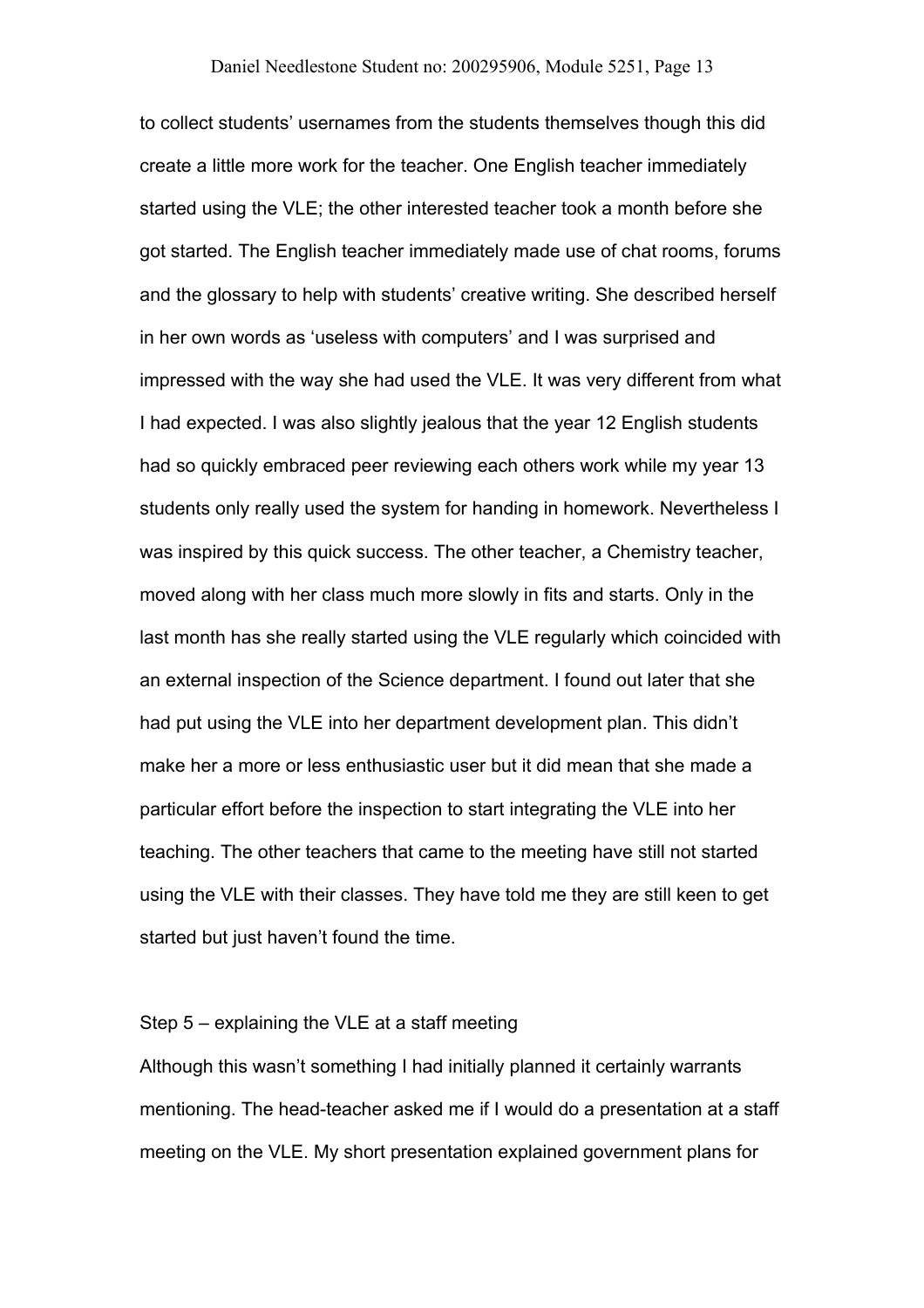to collect students' usernames from the students themselves though this did create a little more work for the teacher. One English teacher immediately started using the VLE; the other interested teacher took a month before she got started. The English teacher immediately made use of chat rooms, forums and the glossary to help with students' creative writing. She described herself in her own words as 'useless with computers' and I was surprised and impressed with the way she had used the VLE. It was very different from what I had expected. I was also slightly jealous that the year 12 English students had so quickly embraced peer reviewing each others work while my year 13 students only really used the system for handing in homework. Nevertheless I was inspired by this quick success. The other teacher, a Chemistry teacher, moved along with her class much more slowly in fits and starts. Only in the last month has she really started using the VLE regularly which coincided with an external inspection of the Science department. I found out later that she had put using the VLE into her department development plan. This didn't make her a more or less enthusiastic user but it did mean that she made a particular effort before the inspection to start integrating the VLE into her teaching. The other teachers that came to the meeting have still not started using the VLE with their classes. They have told me they are still keen to get started but just haven't found the time.

Step 5 – explaining the VLE at a staff meeting

Although this wasn't something I had initially planned it certainly warrants mentioning. The head-teacher asked me if I would do a presentation at a staff meeting on the VLE. My short presentation explained government plans for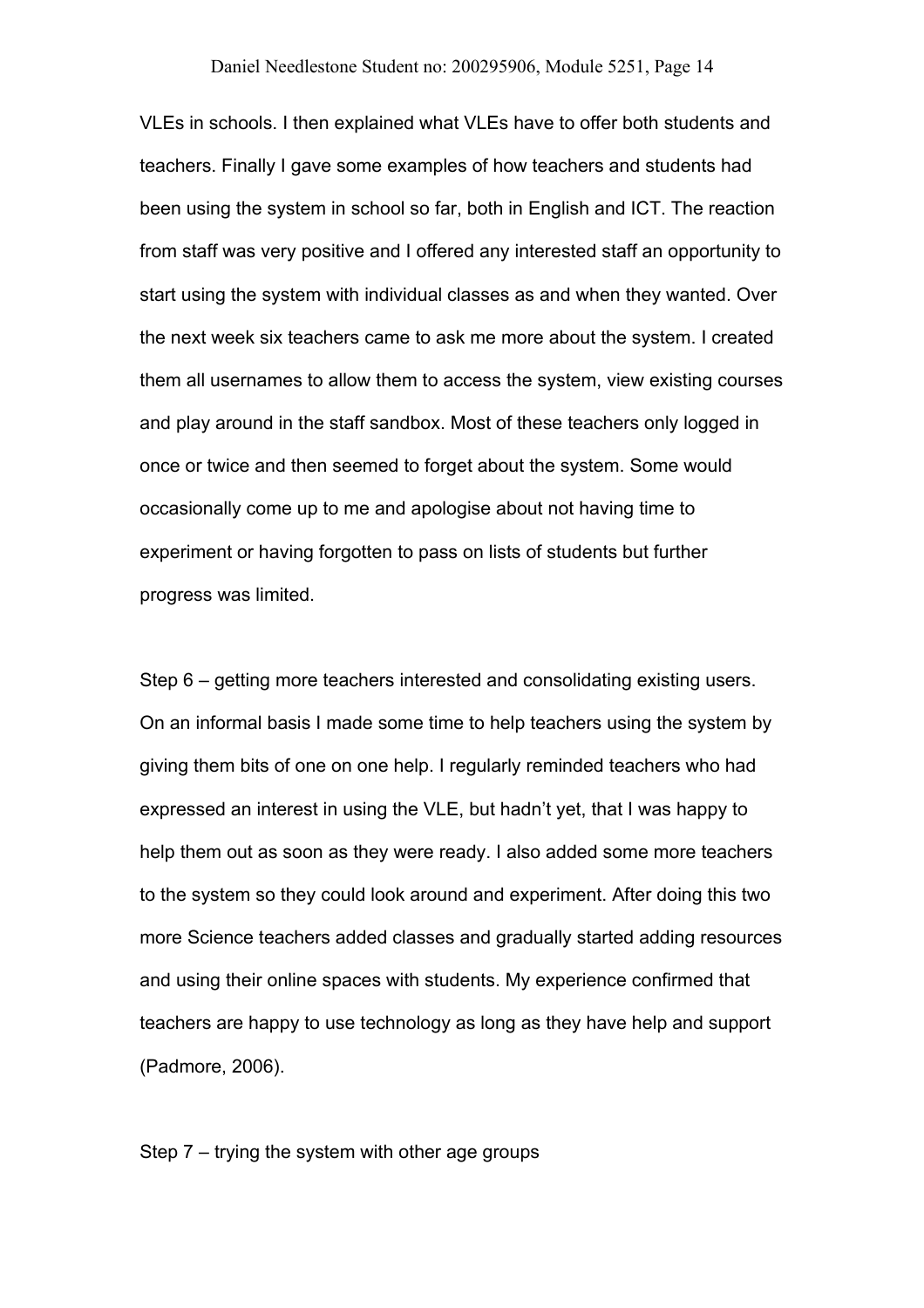VLEs in schools. I then explained what VLEs have to offer both students and teachers. Finally I gave some examples of how teachers and students had been using the system in school so far, both in English and ICT. The reaction from staff was very positive and I offered any interested staff an opportunity to start using the system with individual classes as and when they wanted. Over the next week six teachers came to ask me more about the system. I created them all usernames to allow them to access the system, view existing courses and play around in the staff sandbox. Most of these teachers only logged in once or twice and then seemed to forget about the system. Some would occasionally come up to me and apologise about not having time to experiment or having forgotten to pass on lists of students but further progress was limited.

Step 6 – getting more teachers interested and consolidating existing users. On an informal basis I made some time to help teachers using the system by giving them bits of one on one help. I regularly reminded teachers who had expressed an interest in using the VLE, but hadn't yet, that I was happy to help them out as soon as they were ready. I also added some more teachers to the system so they could look around and experiment. After doing this two more Science teachers added classes and gradually started adding resources and using their online spaces with students. My experience confirmed that teachers are happy to use technology as long as they have help and support (Padmore, 2006).

Step 7 – trying the system with other age groups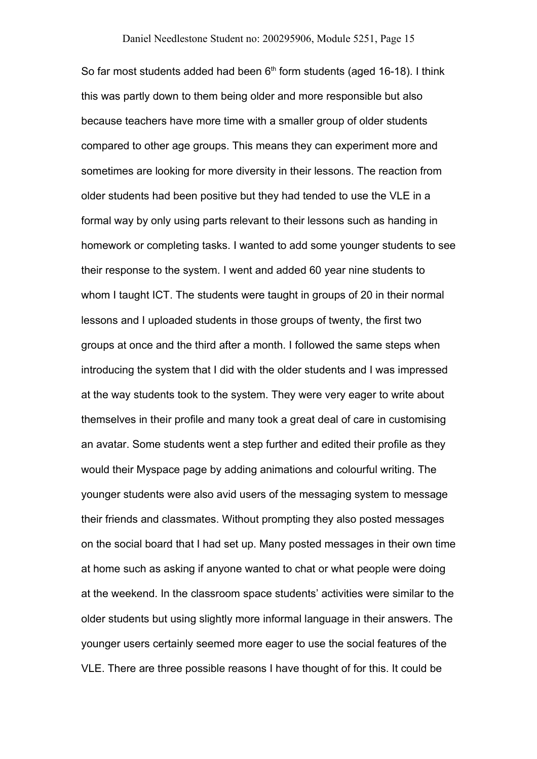So far most students added had been 6th form students (aged 16-18). I think this was partly down to them being older and more responsible but also because teachers have more time with a smaller group of older students compared to other age groups. This means they can experiment more and sometimes are looking for more diversity in their lessons. The reaction from older students had been positive but they had tended to use the VLE in a formal way by only using parts relevant to their lessons such as handing in homework or completing tasks. I wanted to add some younger students to see their response to the system. I went and added 60 year nine students to whom I taught ICT. The students were taught in groups of 20 in their normal lessons and I uploaded students in those groups of twenty, the first two groups at once and the third after a month. I followed the same steps when introducing the system that I did with the older students and I was impressed at the way students took to the system. They were very eager to write about themselves in their profile and many took a great deal of care in customising an avatar. Some students went a step further and edited their profile as they would their Myspace page by adding animations and colourful writing. The younger students were also avid users of the messaging system to message their friends and classmates. Without prompting they also posted messages on the social board that I had set up. Many posted messages in their own time at home such as asking if anyone wanted to chat or what people were doing at the weekend. In the classroom space students' activities were similar to the older students but using slightly more informal language in their answers. The younger users certainly seemed more eager to use the social features of the VLE. There are three possible reasons I have thought of for this. It could be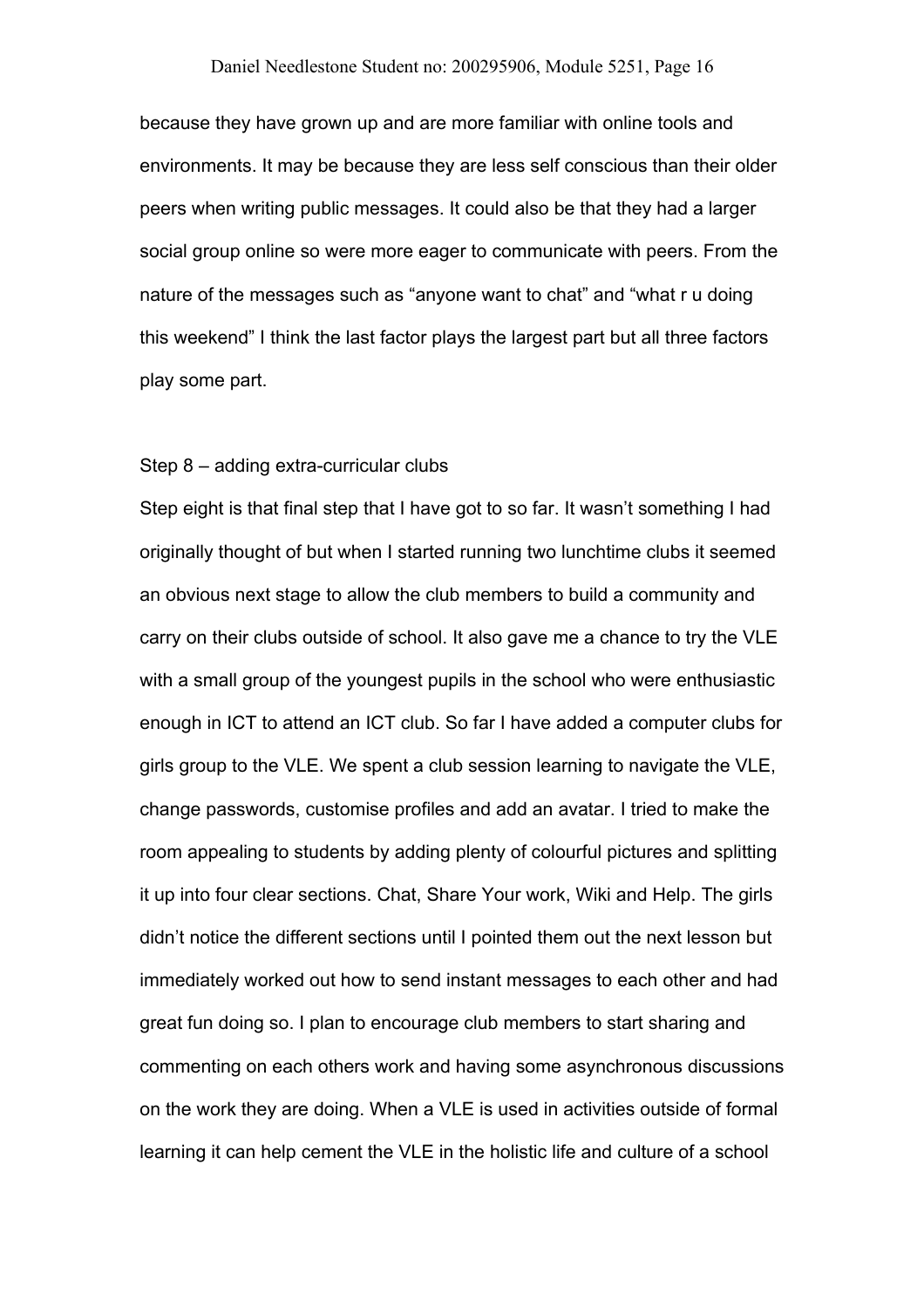because they have grown up and are more familiar with online tools and environments. It may be because they are less self conscious than their older peers when writing public messages. It could also be that they had a larger social group online so were more eager to communicate with peers. From the nature of the messages such as “anyone want to chat” and “what r u doing this weekend” I think the last factor plays the largest part but all three factors play some part.

Step 8 – adding extra-curricular clubs

Step eight is that final step that I have got to so far. It wasn’t something I had originally thought of but when I started running two lunchtime clubs it seemed an obvious next stage to allow the club members to build a community and carry on their clubs outside of school. It also gave me a chance to try the VLE with a small group of the youngest pupils in the school who were enthusiastic enough in ICT to attend an ICT club. So far I have added a computer clubs for girls group to the VLE. We spent a club session learning to navigate the VLE, change passwords, customise profiles and add an avatar. I tried to make the room appealing to students by adding plenty of colourful pictures and splitting it up into four clear sections. Chat, Share Your work, Wiki and Help. The girls didn’t notice the different sections until I pointed them out the next lesson but immediately worked out how to send instant messages to each other and had great fun doing so. I plan to encourage club members to start sharing and commenting on each others work and having some asynchronous discussions on the work they are doing. When a VLE is used in activities outside of formal learning it can help cement the VLE in the holistic life and culture of a school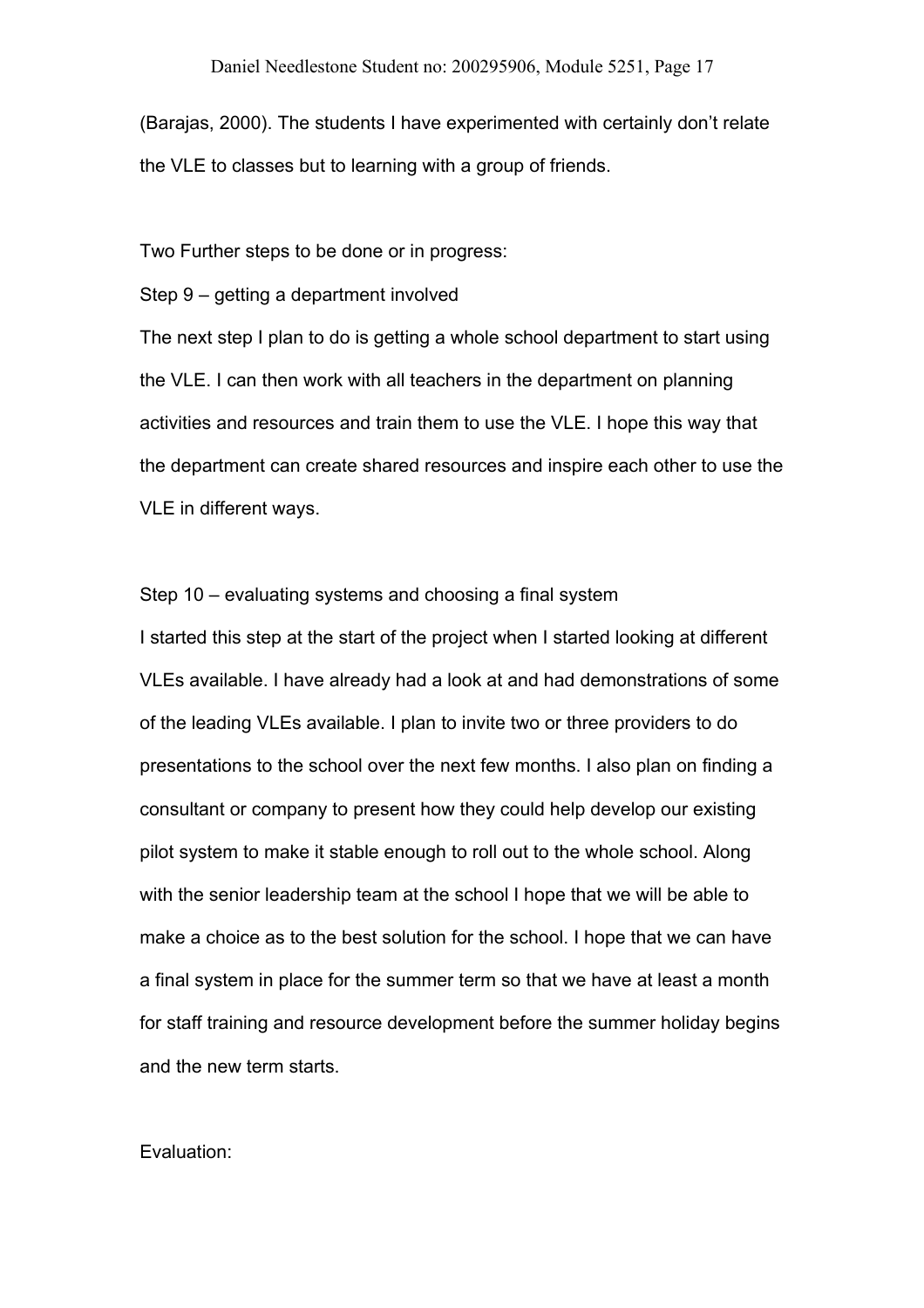(Barajas, 2000). The students I have experimented with certainly don't relate the VLE to classes but to learning with a group of friends.

Two Further steps to be done or in progress:

Step 9 – getting a department involved

The next step I plan to do is getting a whole school department to start using the VLE. I can then work with all teachers in the department on planning activities and resources and train them to use the VLE. I hope this way that the department can create shared resources and inspire each other to use the VLE in different ways.

Step 10 – evaluating systems and choosing a final system

I started this step at the start of the project when I started looking at different VLEs available. I have already had a look at and had demonstrations of some of the leading VLEs available. I plan to invite two or three providers to do presentations to the school over the next few months. I also plan on finding a consultant or company to present how they could help develop our existing pilot system to make it stable enough to roll out to the whole school. Along with the senior leadership team at the school I hope that we will be able to make a choice as to the best solution for the school. I hope that we can have a final system in place for the summer term so that we have at least a month for staff training and resource development before the summer holiday begins and the new term starts.

Evaluation: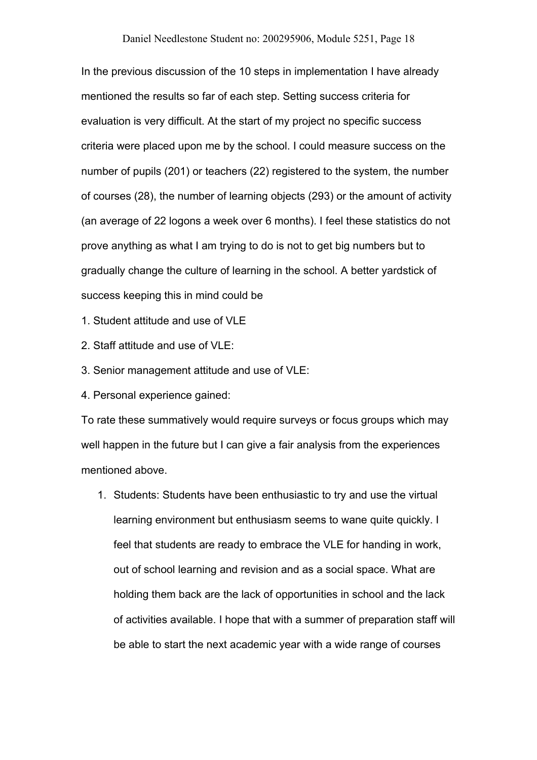In the previous discussion of the 10 steps in implementation I have already mentioned the results so far of each step. Setting success criteria for evaluation is very difficult. At the start of my project no specific success criteria were placed upon me by the school. I could measure success on the number of pupils (201) or teachers (22) registered to the system, the number of courses (28), the number of learning objects (293) or the amount of activity (an average of 22 logons a week over 6 months). I feel these statistics do not prove anything as what I am trying to do is not to get big numbers but to gradually change the culture of learning in the school. A better yardstick of success keeping this in mind could be

1. Student attitude and use of VLE
2. Staff attitude and use of VLE:
3. Senior management attitude and use of VLE:
4. Personal experience gained:

To rate these summatively would require surveys or focus groups which may well happen in the future but I can give a fair analysis from the experiences mentioned above.

1. Students: Students have been enthusiastic to try and use the virtual learning environment but enthusiasm seems to wane quite quickly. I feel that students are ready to embrace the VLE for handing in work, out of school learning and revision and as a social space. What are holding them back are the lack of opportunities in school and the lack of activities available. I hope that with a summer of preparation staff will be able to start the next academic year with a wide range of courses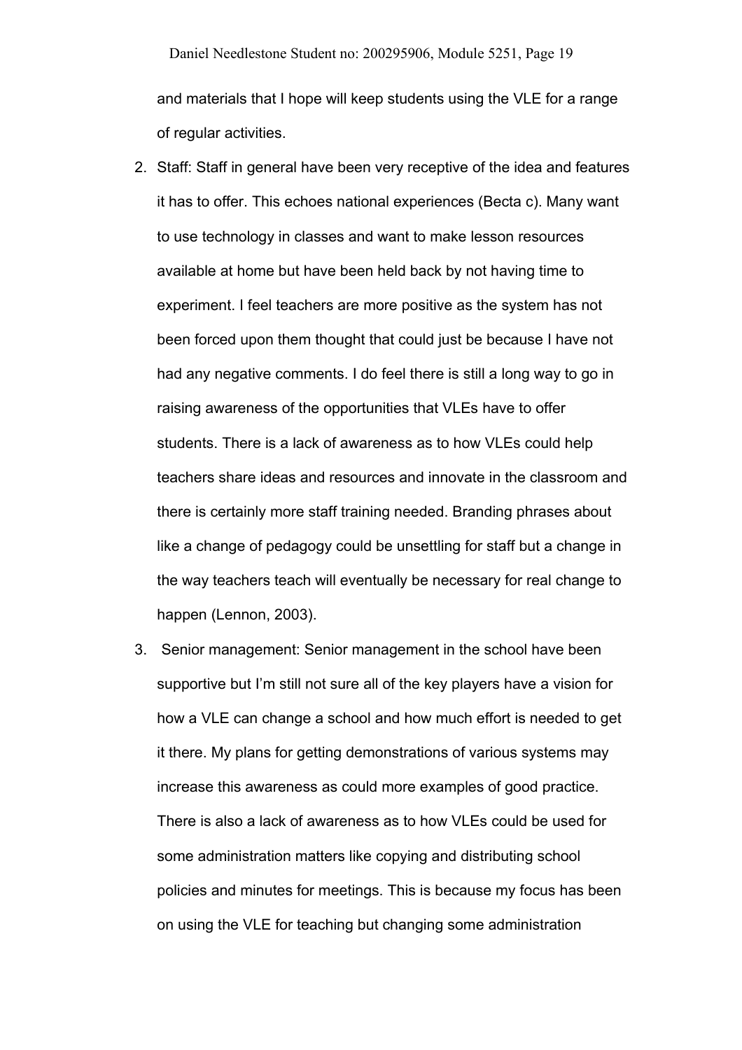and materials that I hope will keep students using the VLE for a range of regular activities.

2. Staff: Staff in general have been very receptive of the idea and features it has to offer. This echoes national experiences (Becta c). Many want to use technology in classes and want to make lesson resources available at home but have been held back by not having time to experiment. I feel teachers are more positive as the system has not been forced upon them thought that could just be because I have not had any negative comments. I do feel there is still a long way to go in raising awareness of the opportunities that VLEs have to offer students. There is a lack of awareness as to how VLEs could help teachers share ideas and resources and innovate in the classroom and there is certainly more staff training needed. Branding phrases about like a change of pedagogy could be unsettling for staff but a change in the way teachers teach will eventually be necessary for real change to happen (Lennon, 2003).
3. Senior management: Senior management in the school have been supportive but I'm still not sure all of the key players have a vision for how a VLE can change a school and how much effort is needed to get it there. My plans for getting demonstrations of various systems may increase this awareness as could more examples of good practice. There is also a lack of awareness as to how VLEs could be used for some administration matters like copying and distributing school policies and minutes for meetings. This is because my focus has been on using the VLE for teaching but changing some administration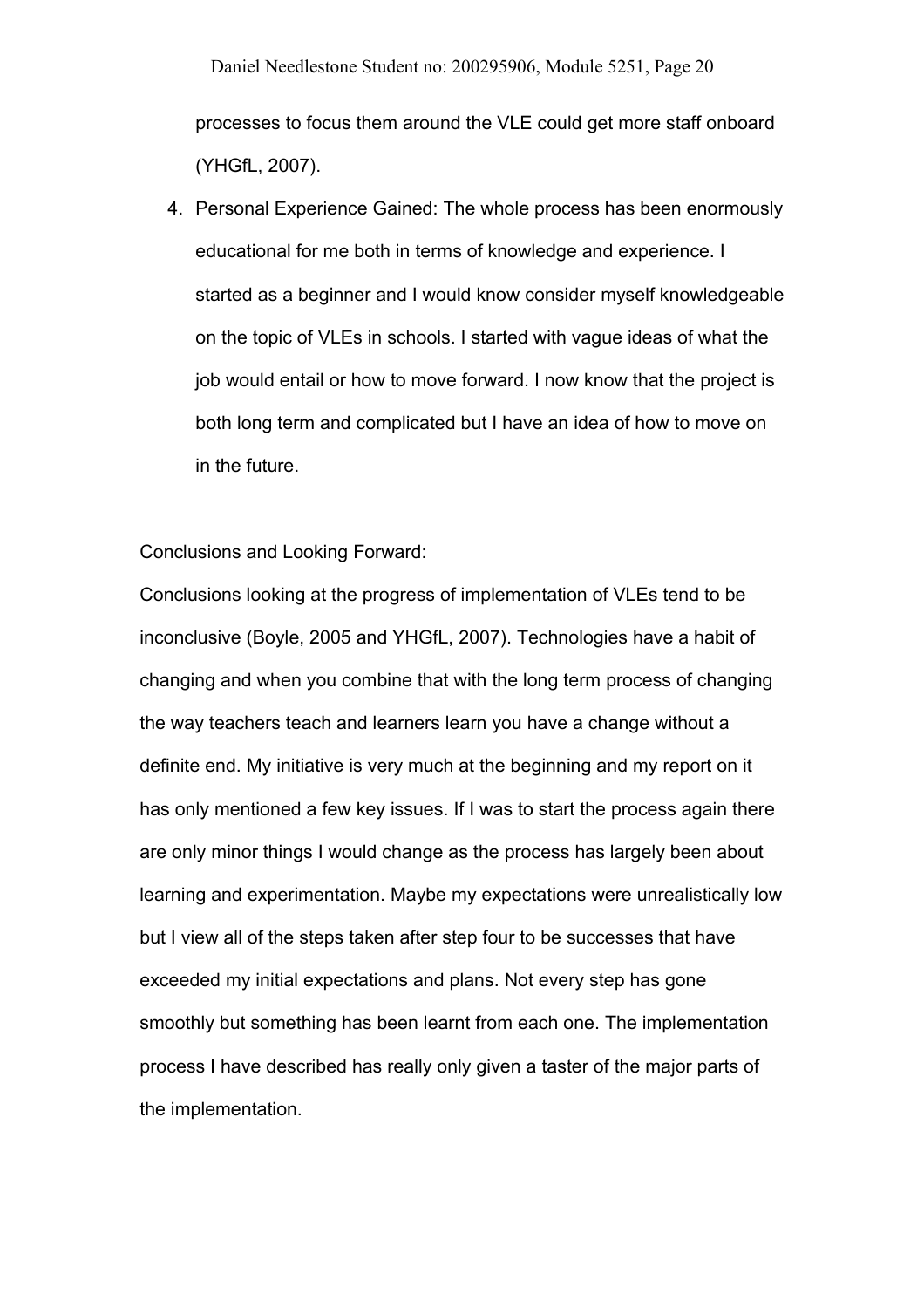processes to focus them around the VLE could get more staff onboard (YHGfL, 2007).

4. Personal Experience Gained: The whole process has been enormously educational for me both in terms of knowledge and experience. I started as a beginner and I would know consider myself knowledgeable on the topic of VLEs in schools. I started with vague ideas of what the job would entail or how to move forward. I now know that the project is both long term and complicated but I have an idea of how to move on in the future.

Conclusions and Looking Forward:

Conclusions looking at the progress of implementation of VLEs tend to be inconclusive (Boyle, 2005 and YHGfL, 2007). Technologies have a habit of changing and when you combine that with the long term process of changing the way teachers teach and learners learn you have a change without a definite end. My initiative is very much at the beginning and my report on it has only mentioned a few key issues. If I was to start the process again there are only minor things I would change as the process has largely been about learning and experimentation. Maybe my expectations were unrealistically low but I view all of the steps taken after step four to be successes that have exceeded my initial expectations and plans. Not every step has gone smoothly but something has been learnt from each one. The implementation process I have described has really only given a taster of the major parts of the implementation.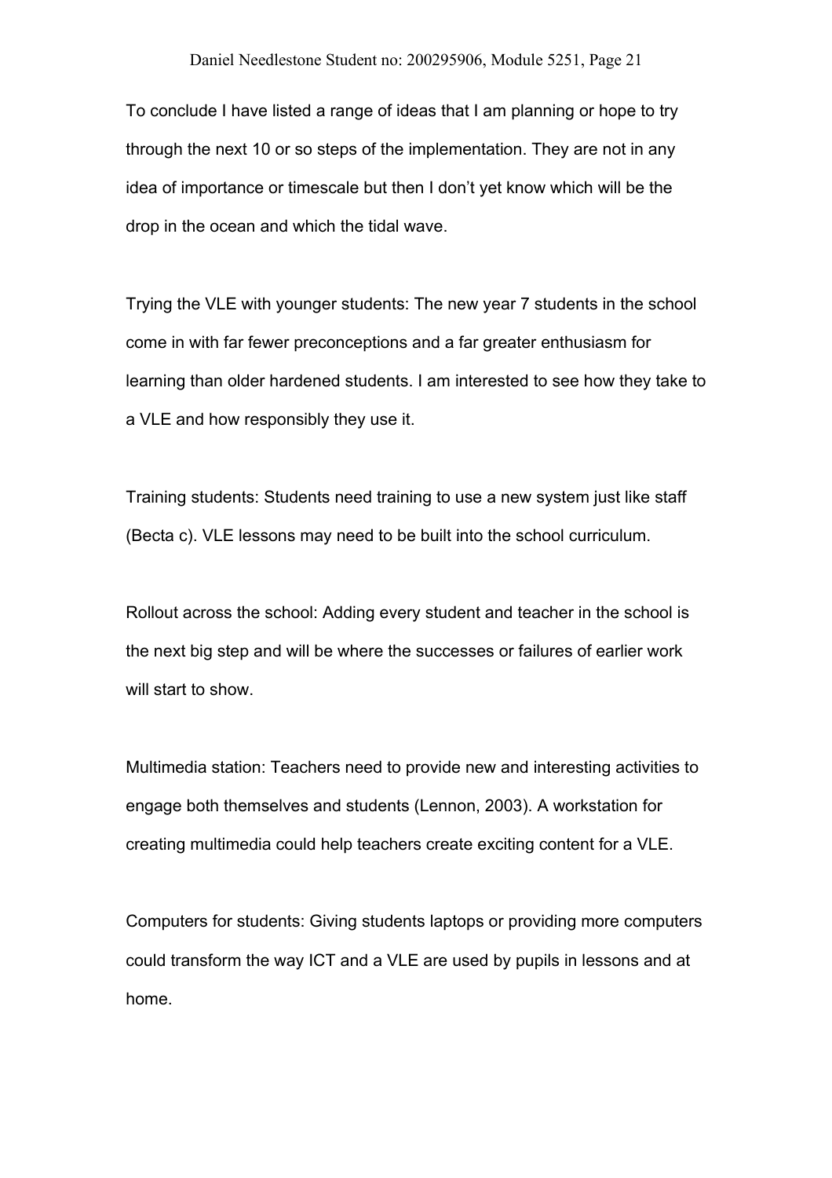To conclude I have listed a range of ideas that I am planning or hope to try through the next 10 or so steps of the implementation. They are not in any idea of importance or timescale but then I don't yet know which will be the drop in the ocean and which the tidal wave.

Trying the VLE with younger students: The new year 7 students in the school come in with far fewer preconceptions and a far greater enthusiasm for learning than older hardened students. I am interested to see how they take to a VLE and how responsibly they use it.

Training students: Students need training to use a new system just like staff (Becta c). VLE lessons may need to be built into the school curriculum.

Rollout across the school: Adding every student and teacher in the school is the next big step and will be where the successes or failures of earlier work will start to show.

Multimedia station: Teachers need to provide new and interesting activities to engage both themselves and students (Lennon, 2003). A workstation for creating multimedia could help teachers create exciting content for a VLE.

Computers for students: Giving students laptops or providing more computers could transform the way ICT and a VLE are used by pupils in lessons and at home.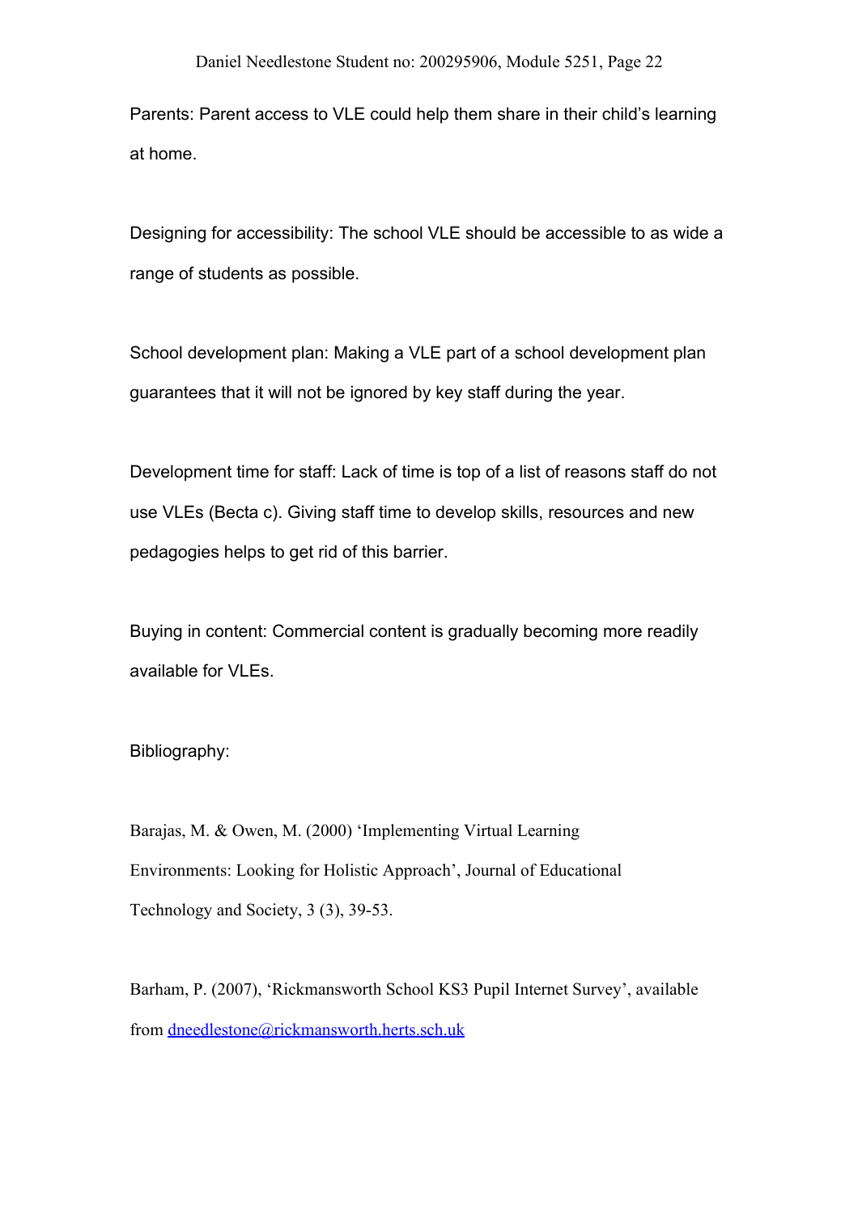Parents: Parent access to VLE could help them share in their child's learning at home.

Designing for accessibility: The school VLE should be accessible to as wide a range of students as possible.

School development plan: Making a VLE part of a school development plan guarantees that it will not be ignored by key staff during the year.

Development time for staff: Lack of time is top of a list of reasons staff do not use VLEs (Becta c). Giving staff time to develop skills, resources and new pedagogies helps to get rid of this barrier.

Buying in content: Commercial content is gradually becoming more readily available for VLEs.

Bibliography:

Barajas, M. & Owen, M. (2000) 'Implementing Virtual Learning Environments: Looking for Holistic Approach', Journal of Educational Technology and Society, 3 (3), 39-53.

Barham, P. (2007), 'Rickmansworth School KS3 Pupil Internet Survey', available from dneedlestone@rickmansworth.herts.sch.uk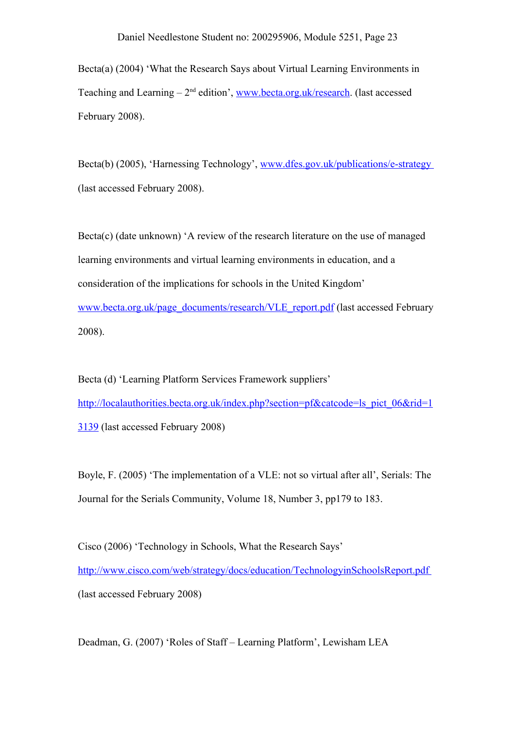Becta(a) (2004) 'What the Research Says about Virtual Learning Environments in Teaching and Learning – 2nd edition', www.becta.org.uk/research. (last accessed February 2008).

Becta(b) (2005), 'Harnessing Technology', www.dfes.gov.uk/publications/e-strategy (last accessed February 2008).

Becta(c) (date unknown) 'A review of the research literature on the use of managed learning environments and virtual learning environments in education, and a consideration of the implications for schools in the United Kingdom' www.becta.org.uk/page_documents/research/VLE_report.pdf (last accessed February 2008).

Becta (d) 'Learning Platform Services Framework suppliers' http://localauthorities.becta.org.uk/index.php?section=pf&catcode=ls_pict_06&rid=13139 (last accessed February 2008)

Boyle, F. (2005) 'The implementation of a VLE: not so virtual after all', Serials: The Journal for the Serials Community, Volume 18, Number 3, pp179 to 183.

Cisco (2006) 'Technology in Schools, What the Research Says' http://www.cisco.com/web/strategy/docs/education/TechnologyinSchoolsReport.pdf (last accessed February 2008)

Deadman, G. (2007) 'Roles of Staff – Learning Platform', Lewisham LEA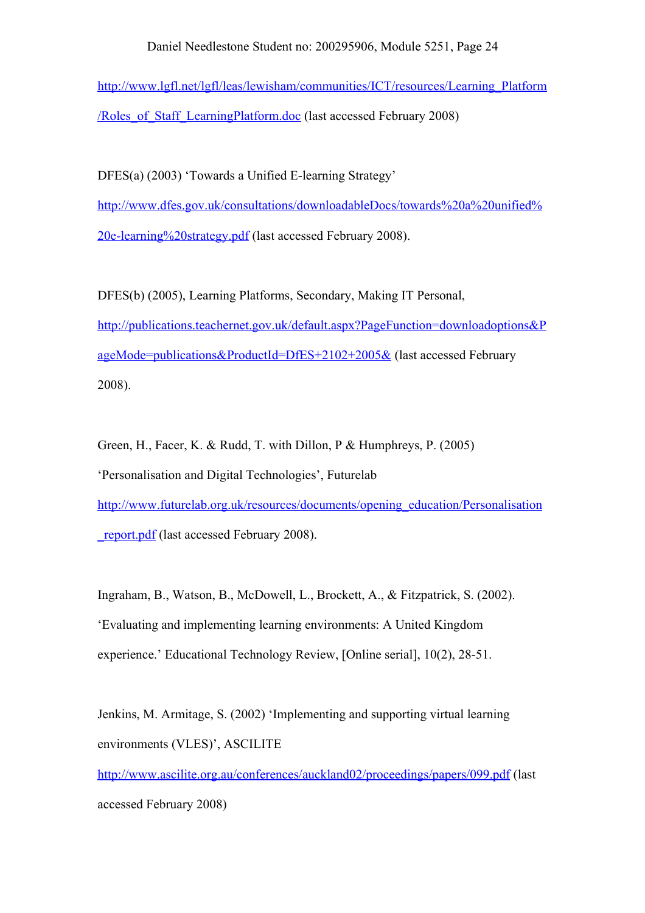http://www.lgfl.net/lgfl/leas/lewisham/communities/ICT/resources/Learning_Platform/Roles_of_Staff_LearningPlatform.doc (last accessed February 2008)

DFES(a) (2003) 'Towards a Unified E-learning Strategy' http://www.dfes.gov.uk/consultations/downloadableDocs/towards%20a%20unified%20e-learning%20strategy.pdf (last accessed February 2008).

DFES(b) (2005), Learning Platforms, Secondary, Making IT Personal, http://publications.teachernet.gov.uk/default.aspx?PageFunction=downloadoptions&PageMode=publications&ProductId=DfES+2102+2005& (last accessed February 2008).

Green, H., Facer, K. & Rudd, T. with Dillon, P & Humphreys, P. (2005) 'Personalisation and Digital Technologies', Futurelab http://www.futurelab.org.uk/resources/documents/opening_education/Personalisation_report.pdf (last accessed February 2008).

Ingraham, B., Watson, B., McDowell, L., Brockett, A., & Fitzpatrick, S. (2002). 'Evaluating and implementing learning environments: A United Kingdom experience.' Educational Technology Review, [Online serial], 10(2), 28-51.

Jenkins, M. Armitage, S. (2002) 'Implementing and supporting virtual learning environments (VLES)', ASCILITE http://www.ascilite.org.au/conferences/auckland02/proceedings/papers/099.pdf (last accessed February 2008)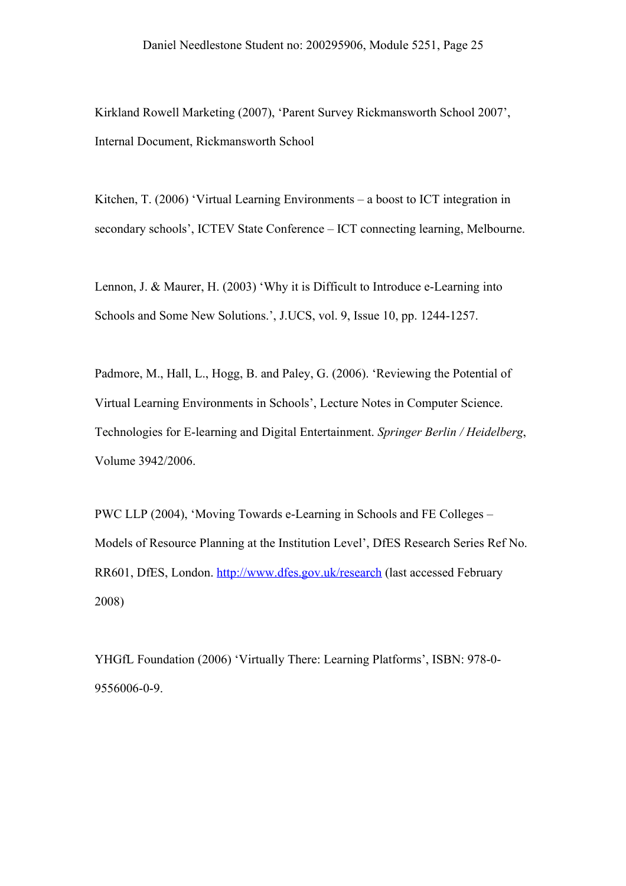Kirkland Rowell Marketing (2007), 'Parent Survey Rickmansworth School 2007', Internal Document, Rickmansworth School

Kitchen, T. (2006) 'Virtual Learning Environments – a boost to ICT integration in secondary schools', ICTEV State Conference – ICT connecting learning, Melbourne.

Lennon, J. & Maurer, H. (2003) 'Why it is Difficult to Introduce e-Learning into Schools and Some New Solutions.', J.UCS, vol. 9, Issue 10, pp. 1244-1257.

Padmore, M., Hall, L., Hogg, B. and Paley, G. (2006). 'Reviewing the Potential of Virtual Learning Environments in Schools', Lecture Notes in Computer Science. Technologies for E-learning and Digital Entertainment. *Springer Berlin / Heidelberg*, Volume 3942/2006.

PWC LLP (2004), 'Moving Towards e-Learning in Schools and FE Colleges – Models of Resource Planning at the Institution Level', DfES Research Series Ref No. RR601, DfES, London. http://www.dfes.gov.uk/research (last accessed February 2008)

YHGfL Foundation (2006) 'Virtually There: Learning Platforms', ISBN: 978-0-9556006-0-9.